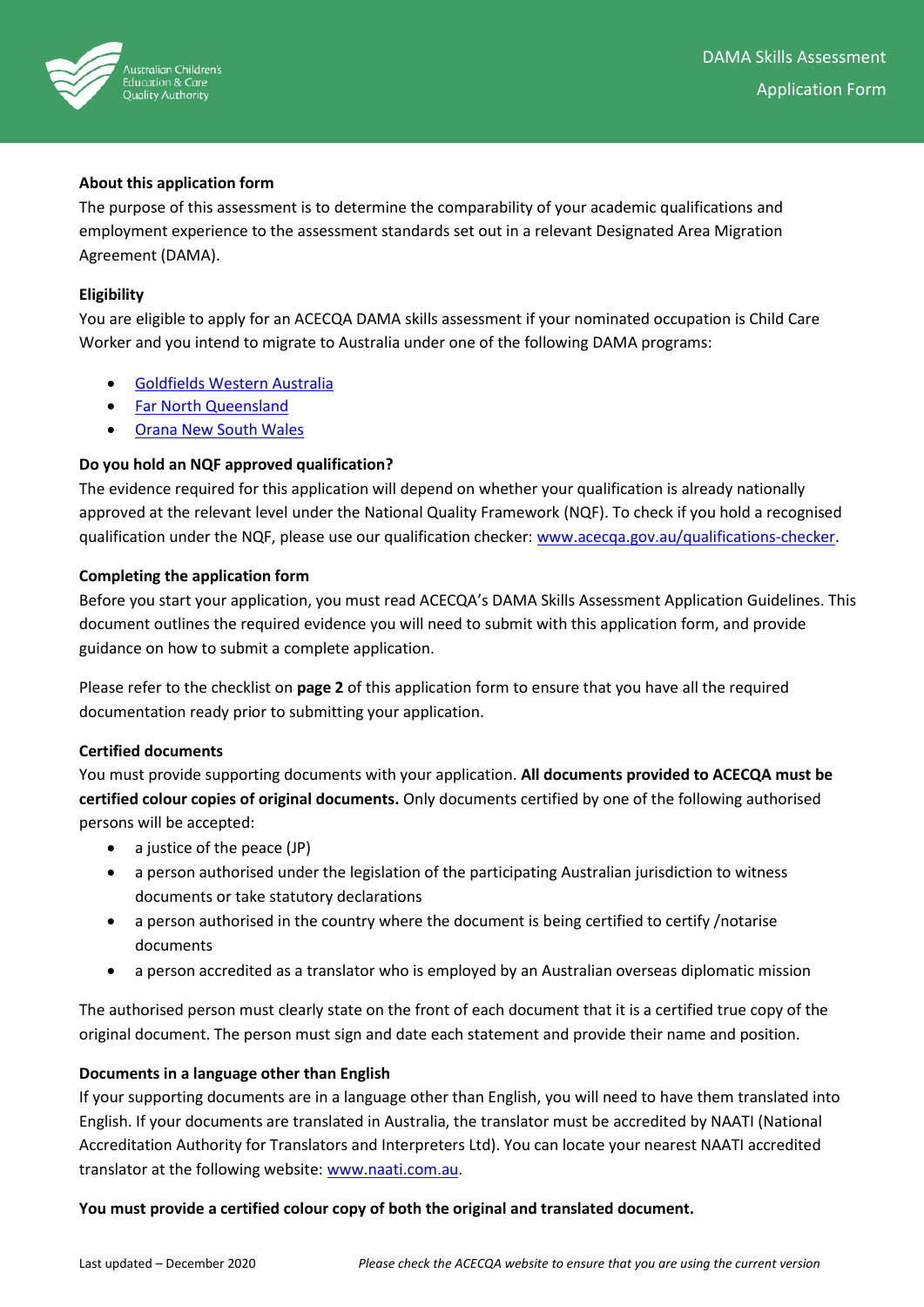# DAMA Skills Assessment Application Form

### About this application form

The purpose of this assessment is to determine the comparability of your academic qualifications and employment experience to the assessment standards set out in a relevant Designated Area Migration Agreement (DAMA).

### Eligibility

You are eligible to apply for an ACECQA DAMA skills assessment if your nominated occupation is Child Care Worker and you intend to migrate to Australia under one of the following DAMA programs:

- Goldfields Western Australia
- Far North Queensland
- Orana New South Wales

### Do you hold an NQF approved qualification?

The evidence required for this application will depend on whether your qualification is already nationally approved at the relevant level under the National Quality Framework (NQF). To check if you hold a recognised qualification under the NQF, please use our qualification checker: www.acecqa.gov.au/qualifications-checker.

### Completing the application form

Before you start your application, you must read ACECQA's DAMA Skills Assessment Application Guidelines. This document outlines the required evidence you will need to submit with this application form, and provide guidance on how to submit a complete application.

Please refer to the checklist on **page 2** of this application form to ensure that you have all the required documentation ready prior to submitting your application.

### Certified documents

You must provide supporting documents with your application. **All documents provided to ACECQA must be certified colour copies of original documents.** Only documents certified by one of the following authorised persons will be accepted:

- a justice of the peace (JP)
- a person authorised under the legislation of the participating Australian jurisdiction to witness documents or take statutory declarations
- a person authorised in the country where the document is being certified to certify /notarise documents
- a person accredited as a translator who is employed by an Australian overseas diplomatic mission

The authorised person must clearly state on the front of each document that it is a certified true copy of the original document. The person must sign and date each statement and provide their name and position.

### Documents in a language other than English

If your supporting documents are in a language other than English, you will need to have them translated into English. If your documents are translated in Australia, the translator must be accredited by NAATI (National Accreditation Authority for Translators and Interpreters Ltd). You can locate your nearest NAATI accredited translator at the following website: www.naati.com.au.

**You must provide a certified colour copy of both the original and translated document.**

Last updated – December 2020 *Please check the ACECQA website to ensure that you are using the current version*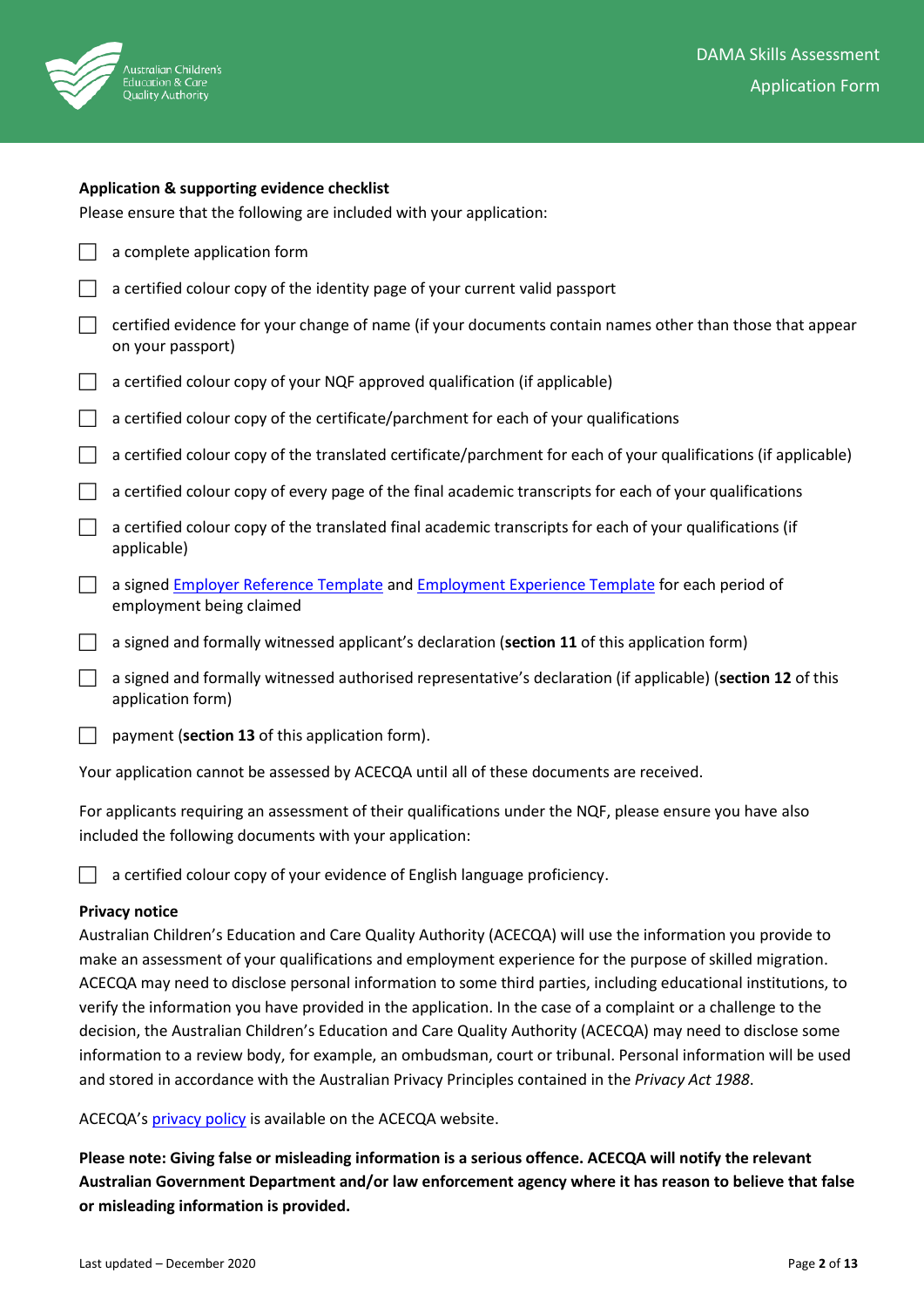**Application & supporting evidence checklist**

Please ensure that the following are included with your application:

- ☐ a complete application form
- ☐ a certified colour copy of the identity page of your current valid passport
- ☐ certified evidence for your change of name (if your documents contain names other than those that appear on your passport)
- ☐ a certified colour copy of your NQF approved qualification (if applicable)
- ☐ a certified colour copy of the certificate/parchment for each of your qualifications
- ☐ a certified colour copy of the translated certificate/parchment for each of your qualifications (if applicable)
- ☐ a certified colour copy of every page of the final academic transcripts for each of your qualifications
- ☐ a certified colour copy of the translated final academic transcripts for each of your qualifications (if applicable)
- ☐ a signed Employer Reference Template and Employment Experience Template for each period of employment being claimed
- ☐ a signed and formally witnessed applicant's declaration (**section 11** of this application form)
- ☐ a signed and formally witnessed authorised representative's declaration (if applicable) (**section 12** of this application form)
- ☐ payment (**section 13** of this application form).

Your application cannot be assessed by ACECQA until all of these documents are received.

For applicants requiring an assessment of their qualifications under the NQF, please ensure you have also included the following documents with your application:

- ☐ a certified colour copy of your evidence of English language proficiency.

**Privacy notice**

Australian Children's Education and Care Quality Authority (ACECQA) will use the information you provide to make an assessment of your qualifications and employment experience for the purpose of skilled migration. ACECQA may need to disclose personal information to some third parties, including educational institutions, to verify the information you have provided in the application. In the case of a complaint or a challenge to the decision, the Australian Children's Education and Care Quality Authority (ACECQA) may need to disclose some information to a review body, for example, an ombudsman, court or tribunal. Personal information will be used and stored in accordance with the Australian Privacy Principles contained in the *Privacy Act 1988*.

ACECQA's privacy policy is available on the ACECQA website.

**Please note: Giving false or misleading information is a serious offence. ACECQA will notify the relevant Australian Government Department and/or law enforcement agency where it has reason to believe that false or misleading information is provided.**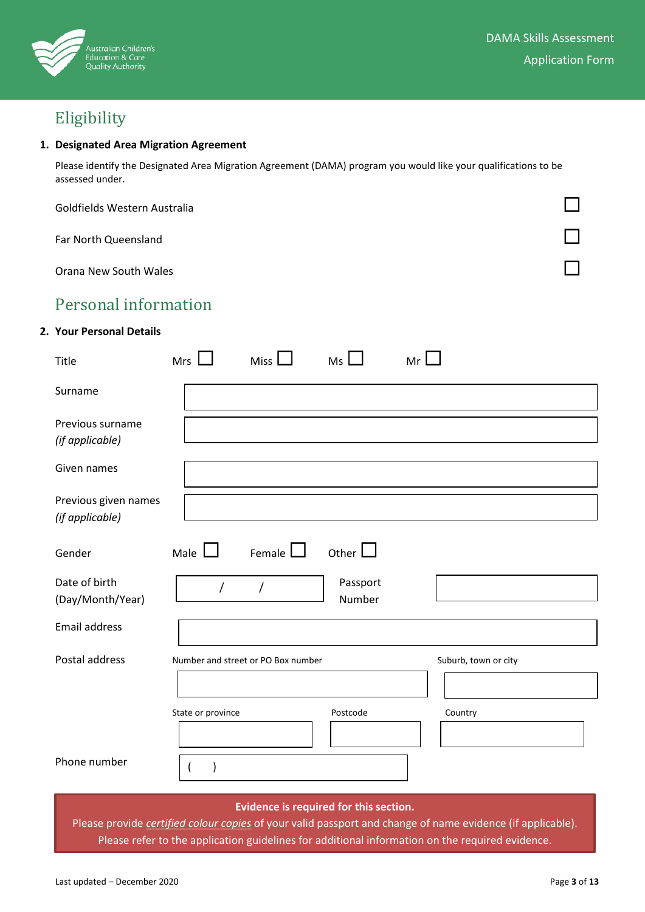## Eligibility

**1. Designated Area Migration Agreement**

Please identify the Designated Area Migration Agreement (DAMA) program you would like your qualifications to be assessed under.

Goldfields Western Australia ☐

Far North Queensland ☐

Orana New South Wales ☐

## Personal information

**2. Your Personal Details**

Title Mrs ☐ Miss ☐ Ms ☐ Mr ☐

Surname

Previous surname *(if applicable)*

Given names

Previous given names *(if applicable)*

Gender Male ☐ Female ☐ Other ☐

Date of birth (Day/Month/Year) / /

Passport Number

Email address

Postal address

Number and street or PO Box number

Suburb, town or city

State or province

Postcode

Country

Phone number ( )

**Evidence is required for this section.**
Please provide *certified colour copies* of your valid passport and change of name evidence (if applicable).
Please refer to the application guidelines for additional information on the required evidence.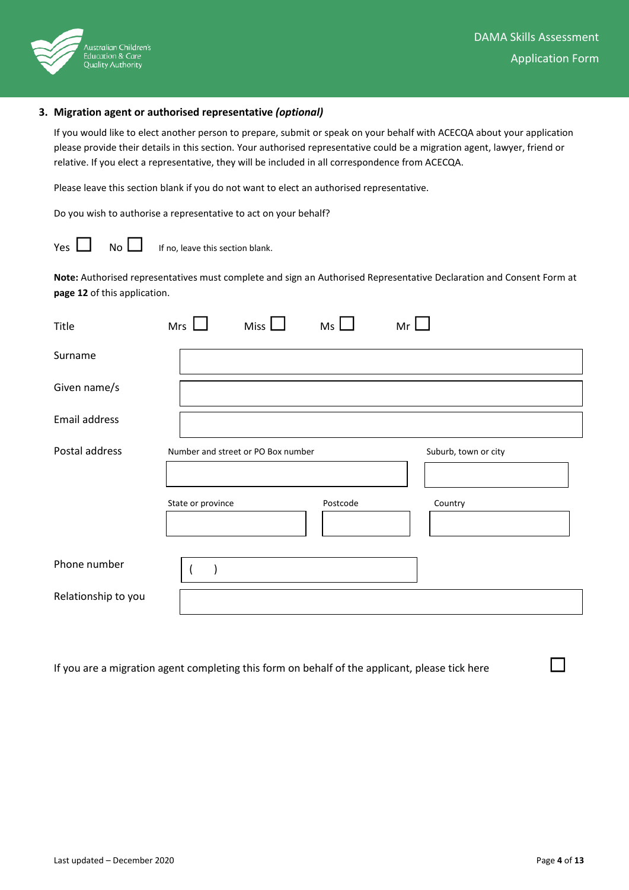### 3. Migration agent or authorised representative *(optional)*

If you would like to elect another person to prepare, submit or speak on your behalf with ACECQA about your application please provide their details in this section. Your authorised representative could be a migration agent, lawyer, friend or relative. If you elect a representative, they will be included in all correspondence from ACECQA.

Please leave this section blank if you do not want to elect an authorised representative.

Do you wish to authorise a representative to act on your behalf?

Yes ☐ No ☐ If no, leave this section blank.

**Note:** Authorised representatives must complete and sign an Authorised Representative Declaration and Consent Form at **page 12** of this application.

Title Mrs ☐ Miss ☐ Ms ☐ Mr ☐

Surname

Given name/s

Email address

Postal address

Number and street or PO Box number

Suburb, town or city

State or province

Postcode

Country

Phone number ( )

Relationship to you

If you are a migration agent completing this form on behalf of the applicant, please tick here ☐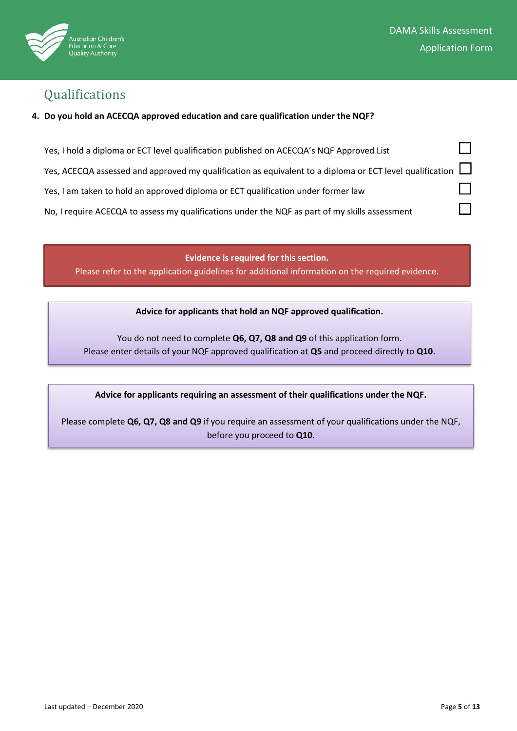## Qualifications

**4. Do you hold an ACECQA approved education and care qualification under the NQF?**

Yes, I hold a diploma or ECT level qualification published on ACECQA's NQF Approved List ☐

Yes, ACECQA assessed and approved my qualification as equivalent to a diploma or ECT level qualification ☐

Yes, I am taken to hold an approved diploma or ECT qualification under former law ☐

No, I require ACECQA to assess my qualifications under the NQF as part of my skills assessment ☐

**Evidence is required for this section.**
Please refer to the application guidelines for additional information on the required evidence.

**Advice for applicants that hold an NQF approved qualification.**

You do not need to complete **Q6, Q7, Q8 and Q9** of this application form.
Please enter details of your NQF approved qualification at **Q5** and proceed directly to **Q10**.

**Advice for applicants requiring an assessment of their qualifications under the NQF.**

Please complete **Q6, Q7, Q8 and Q9** if you require an assessment of your qualifications under the NQF, before you proceed to **Q10**.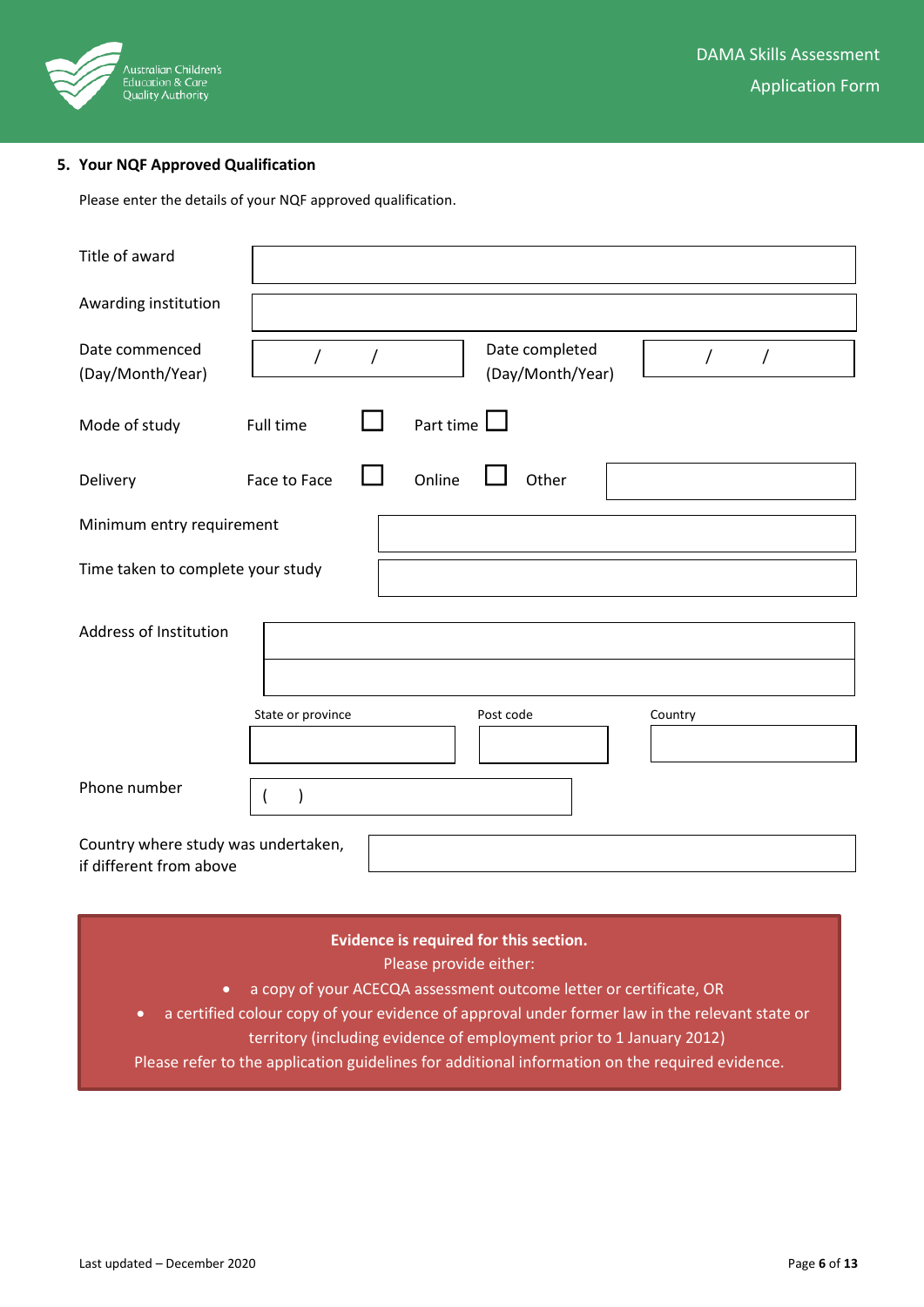## 5. Your NQF Approved Qualification

Please enter the details of your NQF approved qualification.

| | |
|---|---|
| Title of award | |
| Awarding institution | |
| Date commenced (Day/Month/Year) | / / |
| Date completed (Day/Month/Year) | / / |
| Mode of study | Full time ☐ Part time ☐ |
| Delivery | Face to Face ☐ Online ☐ Other |
| Minimum entry requirement | |
| Time taken to complete your study | |
| Address of Institution | |
| State or province | |
| Post code | |
| Country | |
| Phone number | ( ) |
| Country where study was undertaken, if different from above | |

**Evidence is required for this section.**

Please provide either:

- a copy of your ACECQA assessment outcome letter or certificate, OR
- a certified colour copy of your evidence of approval under former law in the relevant state or territory (including evidence of employment prior to 1 January 2012)

Please refer to the application guidelines for additional information on the required evidence.

Last updated – December 2020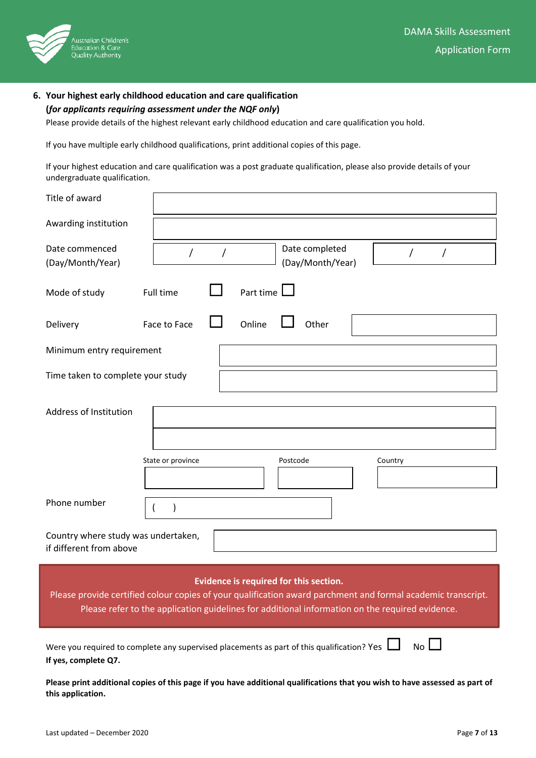## 6. Your highest early childhood education and care qualification

**(*for applicants requiring assessment under the NQF only*)**

Please provide details of the highest relevant early childhood education and care qualification you hold.

If you have multiple early childhood qualifications, print additional copies of this page.

If your highest education and care qualification was a post graduate qualification, please also provide details of your undergraduate qualification.

| | |
|---|---|
| Title of award | |
| Awarding institution | |
| Date commenced (Day/Month/Year) | / / |
| Date completed (Day/Month/Year) | / / |
| Mode of study | Full time ☐ Part time ☐ |
| Delivery | Face to Face ☐ Online ☐ Other |
| Minimum entry requirement | |
| Time taken to complete your study | |
| Address of Institution | |
| State or province | |
| Postcode | |
| Country | |
| Phone number | ( ) |
| Country where study was undertaken, if different from above | |

**Evidence is required for this section.**
Please provide certified colour copies of your qualification award parchment and formal academic transcript.
Please refer to the application guidelines for additional information on the required evidence.

Were you required to complete any supervised placements as part of this qualification? Yes ☐ No ☐
**If yes, complete Q7.**

**Please print additional copies of this page if you have additional qualifications that you wish to have assessed as part of this application.**

Last updated – December 2020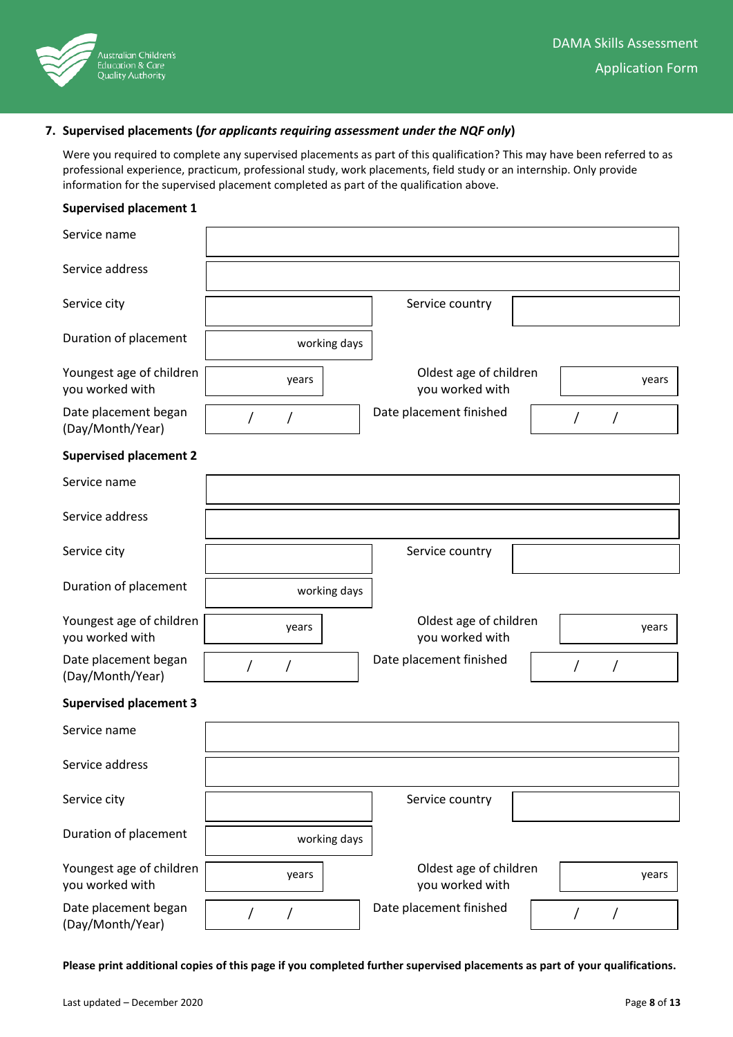### 7. Supervised placements (*for applicants requiring assessment under the NQF only*)

Were you required to complete any supervised placements as part of this qualification? This may have been referred to as professional experience, practicum, professional study, work placements, field study or an internship. Only provide information for the supervised placement completed as part of the qualification above.

**Supervised placement 1**

| | | | |
|---|---|---|---|
| Service name | | | |
| Service address | | | |
| Service city | | Service country | |
| Duration of placement | working days | | |
| Youngest age of children you worked with | years | Oldest age of children you worked with | years |
| Date placement began (Day/Month/Year) | / / | Date placement finished | / / |

**Supervised placement 2**

| | | | |
|---|---|---|---|
| Service name | | | |
| Service address | | | |
| Service city | | Service country | |
| Duration of placement | working days | | |
| Youngest age of children you worked with | years | Oldest age of children you worked with | years |
| Date placement began (Day/Month/Year) | / / | Date placement finished | / / |

**Supervised placement 3**

| | | | |
|---|---|---|---|
| Service name | | | |
| Service address | | | |
| Service city | | Service country | |
| Duration of placement | working days | | |
| Youngest age of children you worked with | years | Oldest age of children you worked with | years |
| Date placement began (Day/Month/Year) | / / | Date placement finished | / / |

**Please print additional copies of this page if you completed further supervised placements as part of your qualifications.**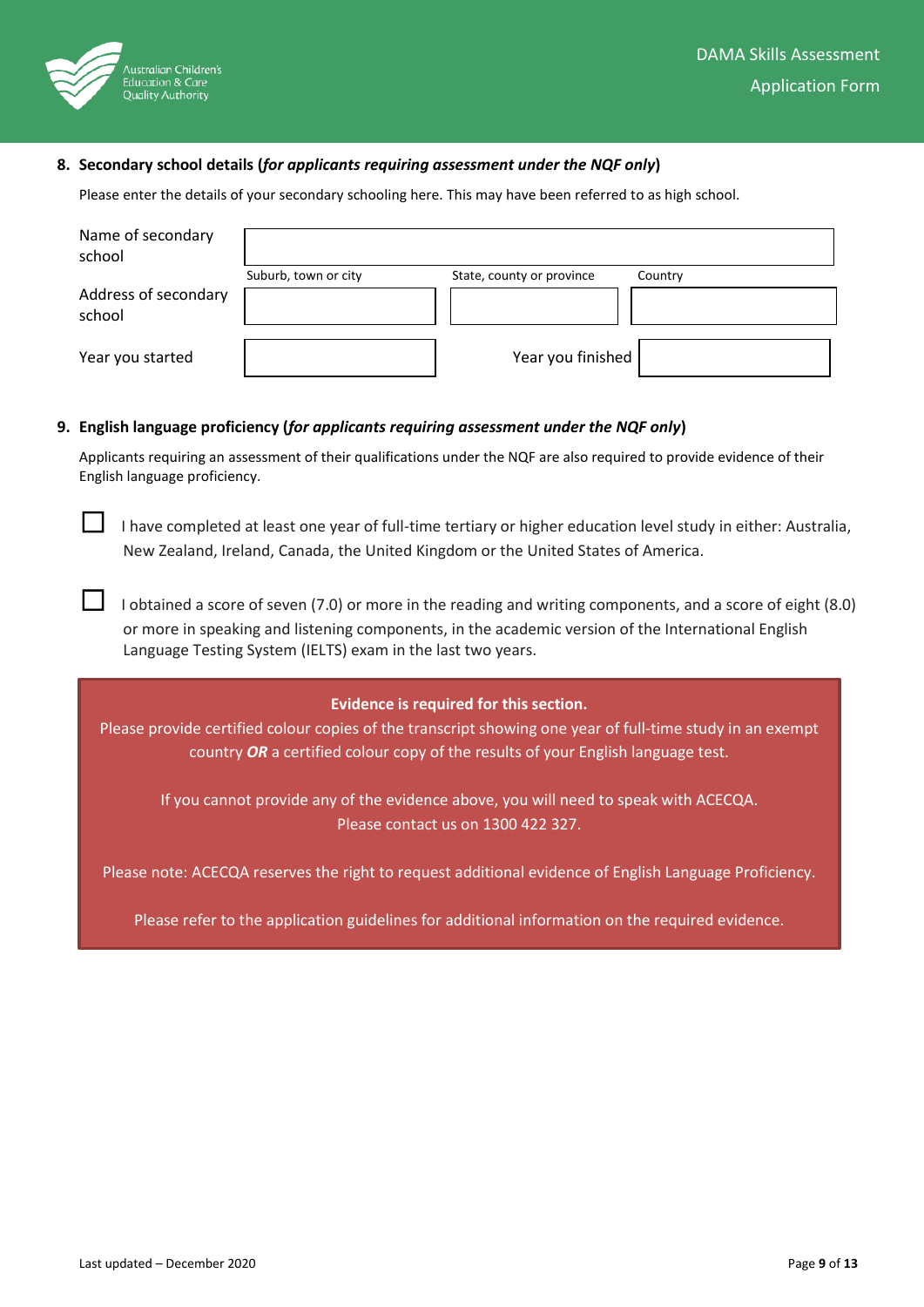**8. Secondary school details (*for applicants requiring assessment under the NQF only*)**

Please enter the details of your secondary schooling here. This may have been referred to as high school.

| | | | |
|---|---|---|---|
| Name of secondary school | | | |
| | Suburb, town or city | State, county or province | Country |
| Address of secondary school | | | |
| Year you started | | Year you finished | |

**9. English language proficiency (*for applicants requiring assessment under the NQF only*)**

Applicants requiring an assessment of their qualifications under the NQF are also required to provide evidence of their English language proficiency.

☐ I have completed at least one year of full-time tertiary or higher education level study in either: Australia, New Zealand, Ireland, Canada, the United Kingdom or the United States of America.

☐ I obtained a score of seven (7.0) or more in the reading and writing components, and a score of eight (8.0) or more in speaking and listening components, in the academic version of the International English Language Testing System (IELTS) exam in the last two years.

**Evidence is required for this section.**
Please provide certified colour copies of the transcript showing one year of full-time study in an exempt country ***OR*** a certified colour copy of the results of your English language test.

If you cannot provide any of the evidence above, you will need to speak with ACECQA. Please contact us on 1300 422 327.

Please note: ACECQA reserves the right to request additional evidence of English Language Proficiency.

Please refer to the application guidelines for additional information on the required evidence.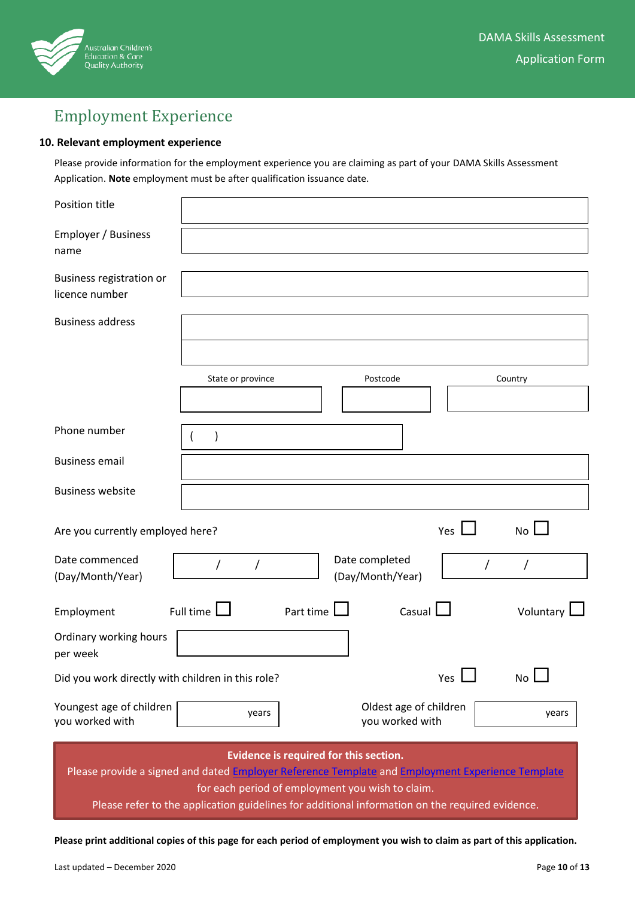# Employment Experience

**10. Relevant employment experience**

Please provide information for the employment experience you are claiming as part of your DAMA Skills Assessment Application. **Note** employment must be after qualification issuance date.

| | |
|---|---|
| Position title | |
| Employer / Business name | |
| Business registration or licence number | |
| Business address | |
| | |

| State or province | Postcode | Country |
|---|---|---|
| | | |

| | |
|---|---|
| Phone number | (  ) |
| Business email | |
| Business website | |

Are you currently employed here? Yes ☐ No ☐

Date commenced (Day/Month/Year) / /     Date completed (Day/Month/Year) / /

Employment Full time ☐ Part time ☐ Casual ☐ Voluntary ☐

Ordinary working hours per week

Did you work directly with children in this role? Yes ☐ No ☐

Youngest age of children you worked with ____ years     Oldest age of children you worked with ____ years

**Evidence is required for this section.**
Please provide a signed and dated Employer Reference Template and Employment Experience Template for each period of employment you wish to claim.
Please refer to the application guidelines for additional information on the required evidence.

**Please print additional copies of this page for each period of employment you wish to claim as part of this application.**

Last updated – December 2020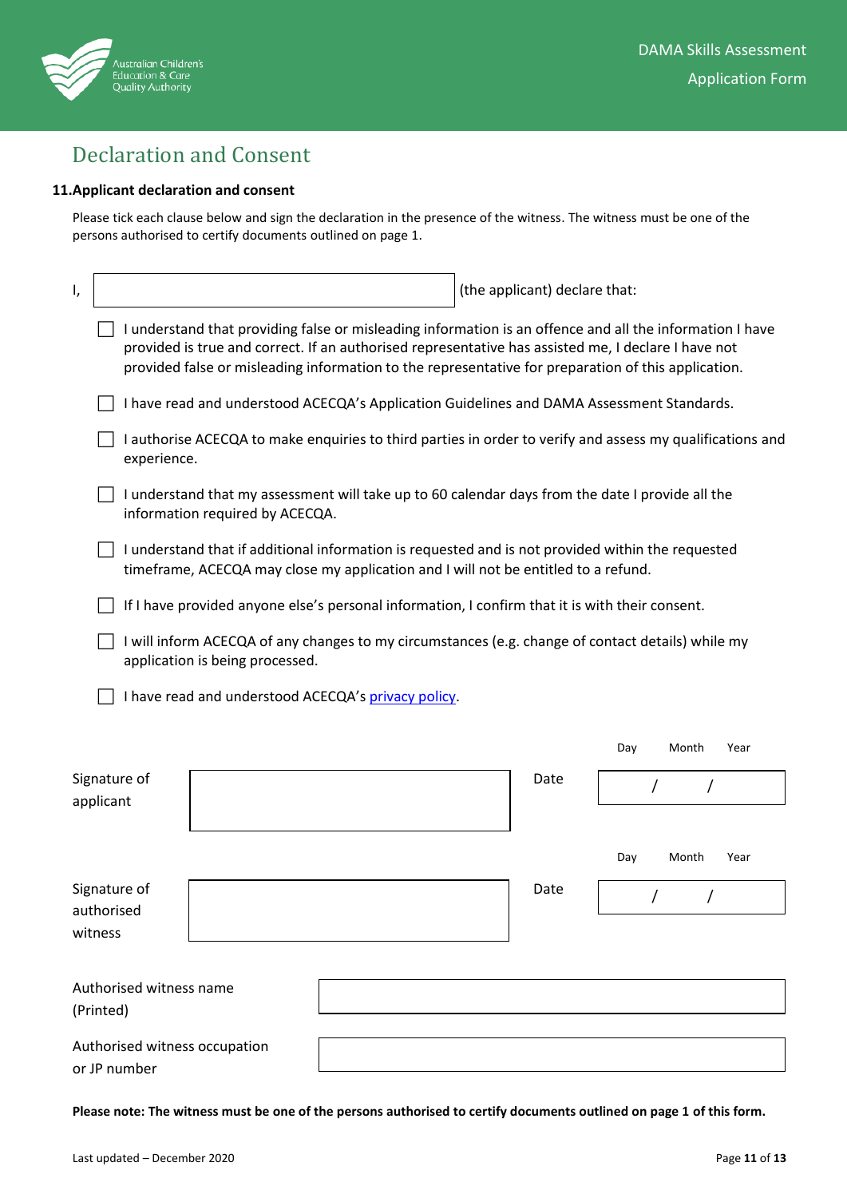# Declaration and Consent

**11. Applicant declaration and consent**

Please tick each clause below and sign the declaration in the presence of the witness. The witness must be one of the persons authorised to certify documents outlined on page 1.

I, ______________________________ (the applicant) declare that:

- ☐ I understand that providing false or misleading information is an offence and all the information I have provided is true and correct. If an authorised representative has assisted me, I declare I have not provided false or misleading information to the representative for preparation of this application.
- ☐ I have read and understood ACECQA's Application Guidelines and DAMA Assessment Standards.
- ☐ I authorise ACECQA to make enquiries to third parties in order to verify and assess my qualifications and experience.
- ☐ I understand that my assessment will take up to 60 calendar days from the date I provide all the information required by ACECQA.
- ☐ I understand that if additional information is requested and is not provided within the requested timeframe, ACECQA may close my application and I will not be entitled to a refund.
- ☐ If I have provided anyone else's personal information, I confirm that it is with their consent.
- ☐ I will inform ACECQA of any changes to my circumstances (e.g. change of contact details) while my application is being processed.
- ☐ I have read and understood ACECQA's privacy policy.

| | | | Day / Month / Year |
|---|---|---|---|
| Signature of applicant | | Date | / / |
| Signature of authorised witness | | Date | / / |

| | |
|---|---|
| Authorised witness name (Printed) | |
| Authorised witness occupation or JP number | |

**Please note: The witness must be one of the persons authorised to certify documents outlined on page 1 of this form.**

Last updated – December 2020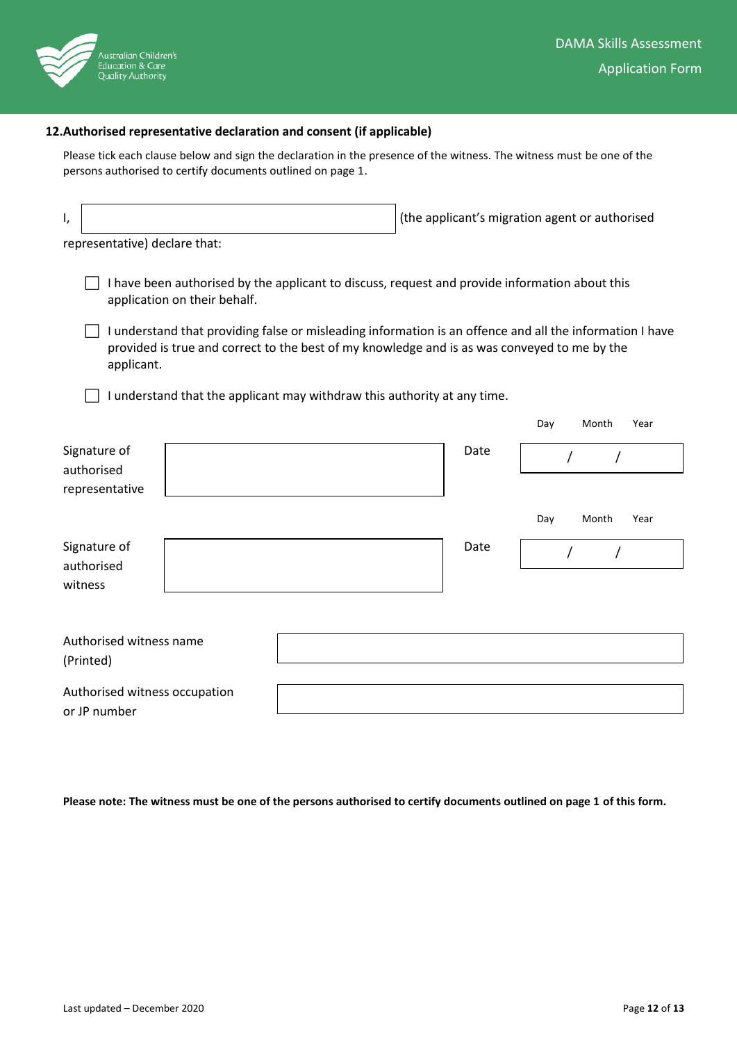## 12. Authorised representative declaration and consent (if applicable)

Please tick each clause below and sign the declaration in the presence of the witness. The witness must be one of the persons authorised to certify documents outlined on page 1.

I, ______________________________ (the applicant's migration agent or authorised representative) declare that:

- ☐ I have been authorised by the applicant to discuss, request and provide information about this application on their behalf.
- ☐ I understand that providing false or misleading information is an offence and all the information I have provided is true and correct to the best of my knowledge and is as was conveyed to me by the applicant.
- ☐ I understand that the applicant may withdraw this authority at any time.

| | | | Day / Month / Year |
|---|---|---|---|
| Signature of authorised representative | | Date | / / |
| Signature of authorised witness | | Date | / / |

| | |
|---|---|
| Authorised witness name (Printed) | |
| Authorised witness occupation or JP number | |

**Please note: The witness must be one of the persons authorised to certify documents outlined on page 1 of this form.**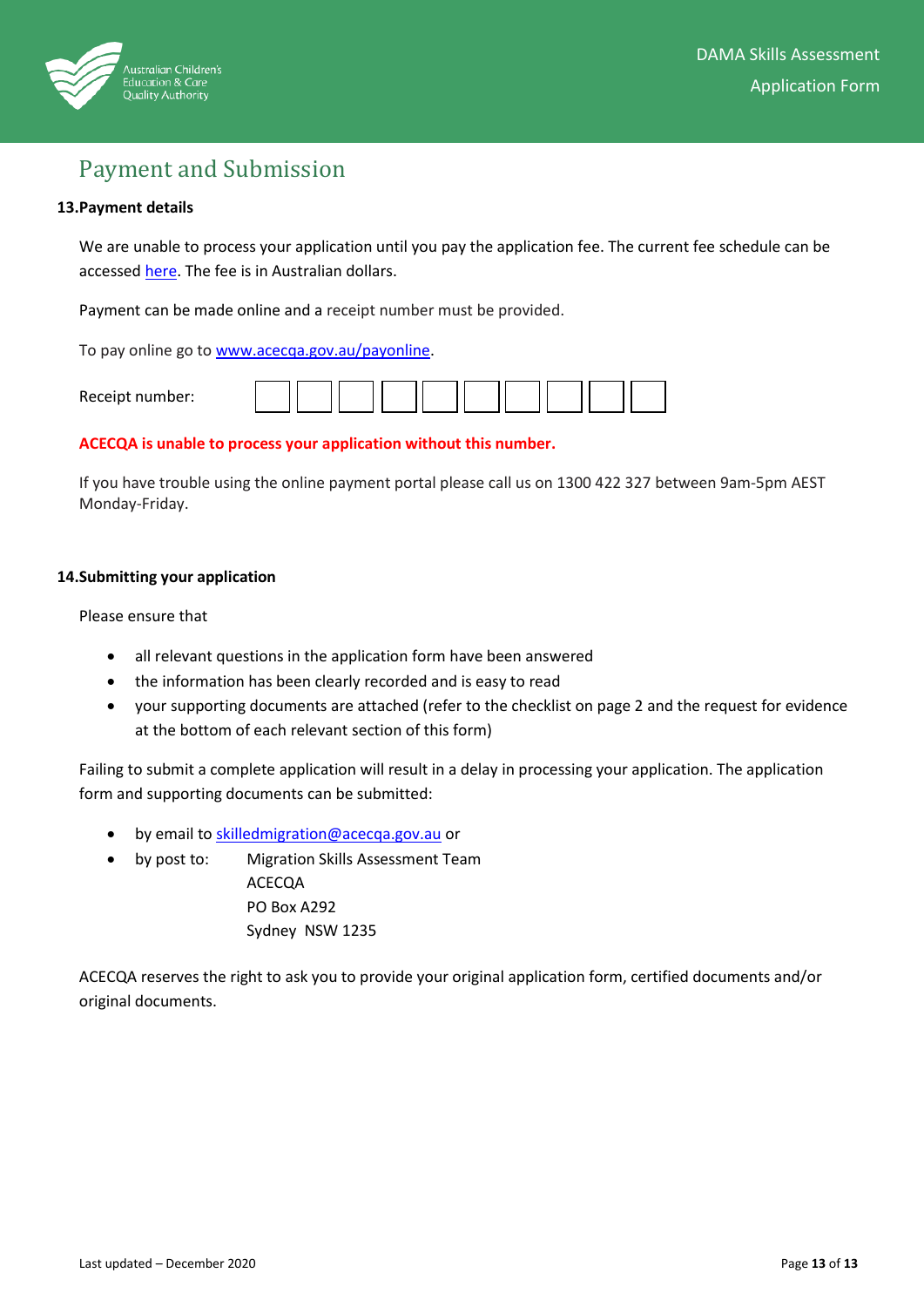## Payment and Submission

**13. Payment details**

We are unable to process your application until you pay the application fee. The current fee schedule can be accessed here. The fee is in Australian dollars.

Payment can be made online and a receipt number must be provided.

To pay online go to www.acecqa.gov.au/payonline.

Receipt number: | | | | | | | | | | |

**ACECQA is unable to process your application without this number.**

If you have trouble using the online payment portal please call us on 1300 422 327 between 9am-5pm AEST Monday-Friday.

**14. Submitting your application**

Please ensure that

- all relevant questions in the application form have been answered
- the information has been clearly recorded and is easy to read
- your supporting documents are attached (refer to the checklist on page 2 and the request for evidence at the bottom of each relevant section of this form)

Failing to submit a complete application will result in a delay in processing your application. The application form and supporting documents can be submitted:

- by email to skilledmigration@acecqa.gov.au or
- by post to: Migration Skills Assessment Team
  ACECQA
  PO Box A292
  Sydney NSW 1235

ACECQA reserves the right to ask you to provide your original application form, certified documents and/or original documents.